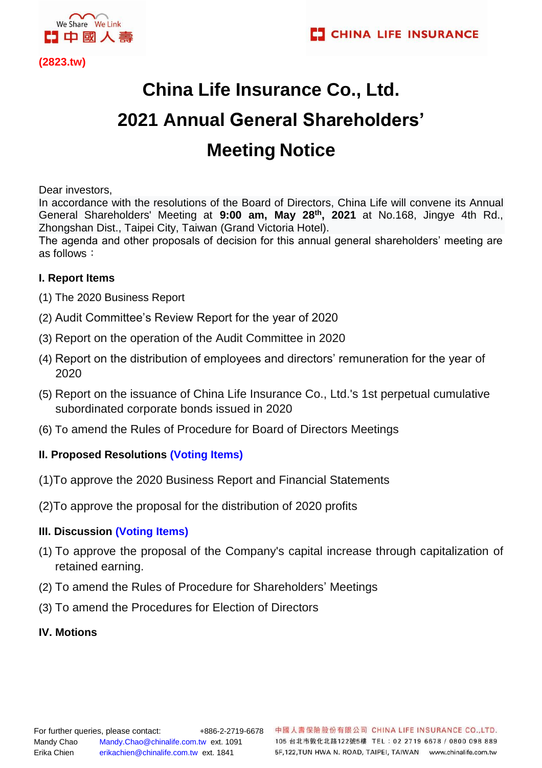(2823.tw)

# China Life Insurance Co., Ltd.
# 2021 Annual General Shareholders' Meeting Notice

Dear investors,
In accordance with the resolutions of the Board of Directors, China Life will convene its Annual General Shareholders' Meeting at **9:00 am, May 28th, 2021** at No.168, Jingye 4th Rd., Zhongshan Dist., Taipei City, Taiwan (Grand Victoria Hotel).
The agenda and other proposals of decision for this annual general shareholders' meeting are as follows：

### I. Report Items

(1) The 2020 Business Report

(2) Audit Committee's Review Report for the year of 2020

(3) Report on the operation of the Audit Committee in 2020

(4) Report on the distribution of employees and directors' remuneration for the year of 2020

(5) Report on the issuance of China Life Insurance Co., Ltd.'s 1st perpetual cumulative subordinated corporate bonds issued in 2020

(6) To amend the Rules of Procedure for Board of Directors Meetings

### II. Proposed Resolutions (Voting Items)

(1)To approve the 2020 Business Report and Financial Statements

(2)To approve the proposal for the distribution of 2020 profits

### III. Discussion (Voting Items)

(1) To approve the proposal of the Company's capital increase through capitalization of retained earning.

(2) To amend the Rules of Procedure for Shareholders' Meetings

(3) To amend the Procedures for Election of Directors

### IV. Motions

For further queries, please contact: +886-2-2719-6678
Mandy Chao Mandy.Chao@chinalife.com.tw ext. 1091
Erika Chien erikachien@chinalife.com.tw ext. 1841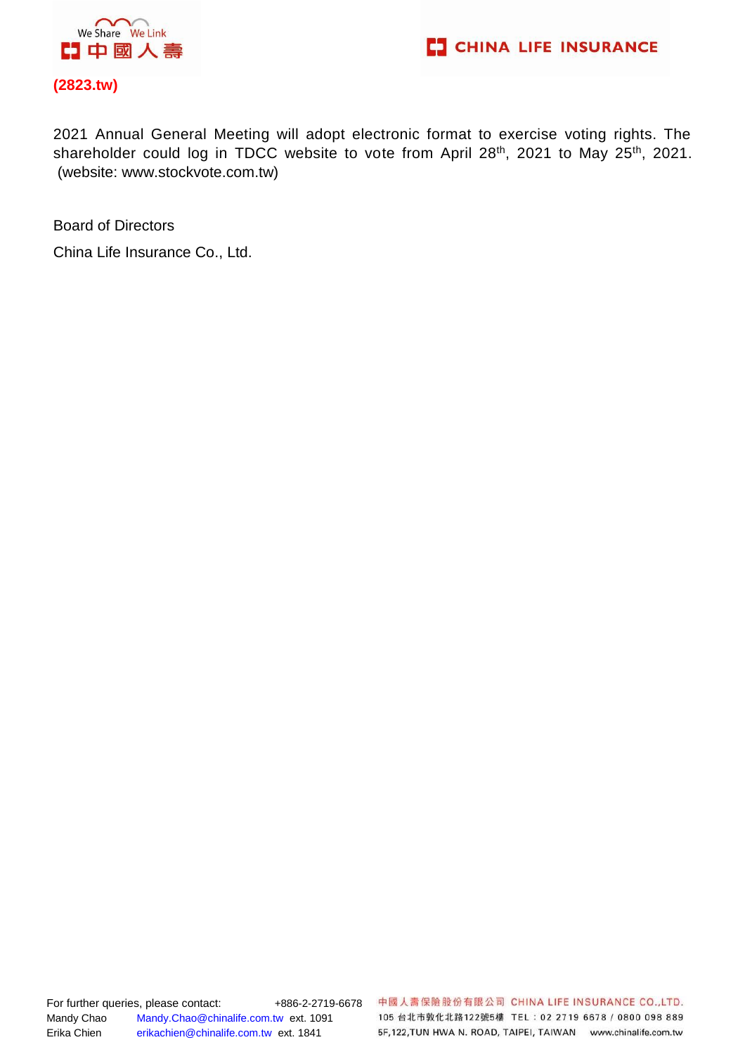(2823.tw)

2021 Annual General Meeting will adopt electronic format to exercise voting rights. The shareholder could log in TDCC website to vote from April 28th, 2021 to May 25th, 2021. (website: www.stockvote.com.tw)

Board of Directors

China Life Insurance Co., Ltd.

For further queries, please contact: +886-2-2719-6678

Mandy Chao Mandy.Chao@chinalife.com.tw ext. 1091

Erika Chien erikachien@chinalife.com.tw ext. 1841

中國人壽保險股份有限公司 CHINA LIFE INSURANCE CO.,LTD.

105 台北市敦化北路122號5樓 TEL：02 2719 6678 / 0800 098 889

5F,122,TUN HWA N. ROAD, TAIPEI, TAIWAN www.chinalife.com.tw